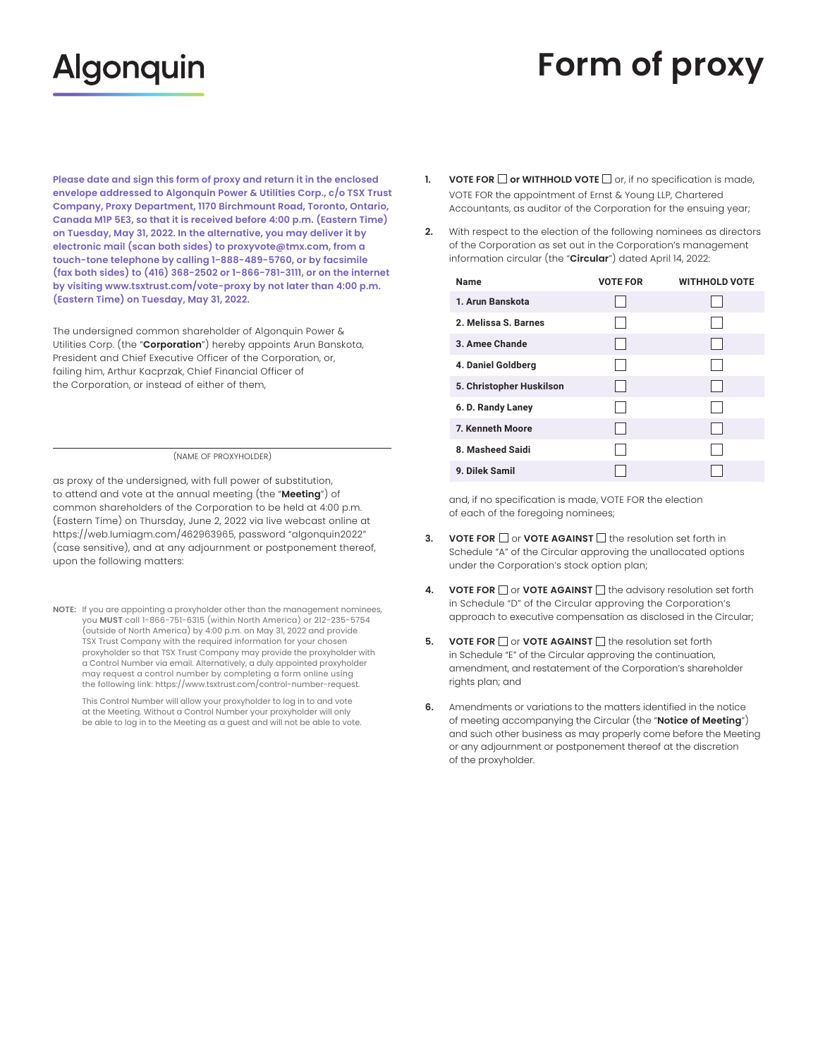# Algonquin

# Form of proxy

**Please date and sign this form of proxy and return it in the enclosed envelope addressed to Algonquin Power & Utilities Corp., c/o TSX Trust Company, Proxy Department, 1170 Birchmount Road, Toronto, Ontario, Canada M1P 5E3, so that it is received before 4:00 p.m. (Eastern Time) on Tuesday, May 31, 2022. In the alternative, you may deliver it by electronic mail (scan both sides) to proxyvote@tmx.com, from a touch-tone telephone by calling 1-888-489-5760, or by facsimile (fax both sides) to (416) 368-2502 or 1-866-781-3111, or on the internet by visiting www.tsxtrust.com/vote-proxy by not later than 4:00 p.m. (Eastern Time) on Tuesday, May 31, 2022.**

The undersigned common shareholder of Algonquin Power & Utilities Corp. (the "**Corporation**") hereby appoints Arun Banskota, President and Chief Executive Officer of the Corporation, or, failing him, Arthur Kacprzak, Chief Financial Officer of the Corporation, or instead of either of them,

\_\_\_\_\_\_\_\_\_\_\_\_\_\_\_\_\_\_\_\_\_\_\_\_\_\_\_\_\_\_\_\_\_\_\_\_\_\_\_\_

(NAME OF PROXYHOLDER)

as proxy of the undersigned, with full power of substitution, to attend and vote at the annual meeting (the "**Meeting**") of common shareholders of the Corporation to be held at 4:00 p.m. (Eastern Time) on Thursday, June 2, 2022 via live webcast online at https://web.lumiagm.com/462963965, password "algonquin2022" (case sensitive), and at any adjournment or postponement thereof, upon the following matters:

**NOTE:** If you are appointing a proxyholder other than the management nominees, you **MUST** call 1-866-751-6315 (within North America) or 212-235-5754 (outside of North America) by 4:00 p.m. on May 31, 2022 and provide TSX Trust Company with the required information for your chosen proxyholder so that TSX Trust Company may provide the proxyholder with a Control Number via email. Alternatively, a duly appointed proxyholder may request a control number by completing a form online using the following link: https://www.tsxtrust.com/control-number-request.

This Control Number will allow your proxyholder to log in to and vote at the Meeting. Without a Control Number your proxyholder will only be able to log in to the Meeting as a guest and will not be able to vote.

1. **VOTE FOR** ☐ **or WITHHOLD VOTE** ☐ or, if no specification is made, VOTE FOR the appointment of Ernst & Young LLP, Chartered Accountants, as auditor of the Corporation for the ensuing year;

2. With respect to the election of the following nominees as directors of the Corporation as set out in the Corporation's management information circular (the "**Circular**") dated April 14, 2022:

| Name | VOTE FOR | WITHHOLD VOTE |
|---|---|---|
| 1. Arun Banskota | ☐ | ☐ |
| 2. Melissa S. Barnes | ☐ | ☐ |
| 3. Amee Chande | ☐ | ☐ |
| 4. Daniel Goldberg | ☐ | ☐ |
| 5. Christopher Huskilson | ☐ | ☐ |
| 6. D. Randy Laney | ☐ | ☐ |
| 7. Kenneth Moore | ☐ | ☐ |
| 8. Masheed Saidi | ☐ | ☐ |
| 9. Dilek Samil | ☐ | ☐ |

and, if no specification is made, VOTE FOR the election of each of the foregoing nominees;

3. **VOTE FOR** ☐ or **VOTE AGAINST** ☐ the resolution set forth in Schedule "A" of the Circular approving the unallocated options under the Corporation's stock option plan;

4. **VOTE FOR** ☐ or **VOTE AGAINST** ☐ the advisory resolution set forth in Schedule "D" of the Circular approving the Corporation's approach to executive compensation as disclosed in the Circular;

5. **VOTE FOR** ☐ or **VOTE AGAINST** ☐ the resolution set forth in Schedule "E" of the Circular approving the continuation, amendment, and restatement of the Corporation's shareholder rights plan; and

6. Amendments or variations to the matters identified in the notice of meeting accompanying the Circular (the "**Notice of Meeting**") and such other business as may properly come before the Meeting or any adjournment or postponement thereof at the discretion of the proxyholder.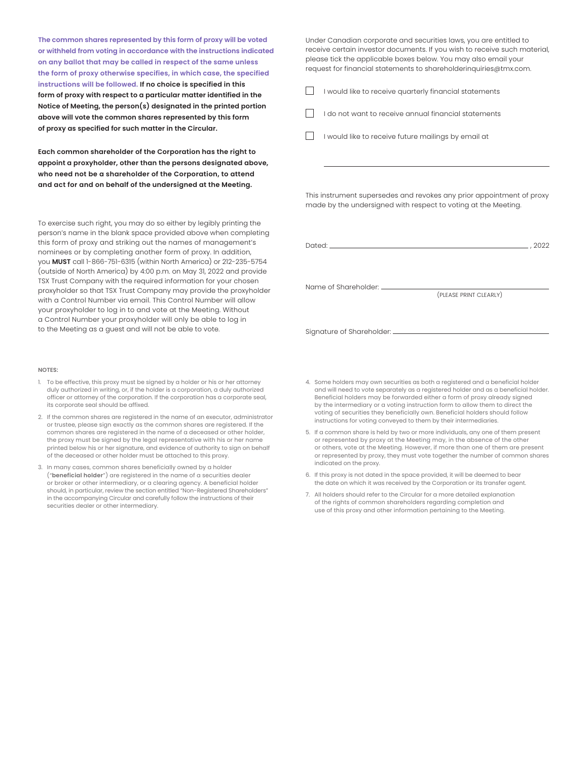**The common shares represented by this form of proxy will be voted or withheld from voting in accordance with the instructions indicated on any ballot that may be called in respect of the same unless the form of proxy otherwise specifies, in which case, the specified instructions will be followed. If no choice is specified in this form of proxy with respect to a particular matter identified in the Notice of Meeting, the person(s) designated in the printed portion above will vote the common shares represented by this form of proxy as specified for such matter in the Circular.**

**Each common shareholder of the Corporation has the right to appoint a proxyholder, other than the persons designated above, who need not be a shareholder of the Corporation, to attend and act for and on behalf of the undersigned at the Meeting.**

To exercise such right, you may do so either by legibly printing the person's name in the blank space provided above when completing this form of proxy and striking out the names of management's nominees or by completing another form of proxy. In addition, you **MUST** call 1-866-751-6315 (within North America) or 212-235-5754 (outside of North America) by 4:00 p.m. on May 31, 2022 and provide TSX Trust Company with the required information for your chosen proxyholder so that TSX Trust Company may provide the proxyholder with a Control Number via email. This Control Number will allow your proxyholder to log in to and vote at the Meeting. Without a Control Number your proxyholder will only be able to log in to the Meeting as a guest and will not be able to vote.

Under Canadian corporate and securities laws, you are entitled to receive certain investor documents. If you wish to receive such material, please tick the applicable boxes below. You may also email your request for financial statements to shareholderinquiries@tmx.com.

☐ I would like to receive quarterly financial statements

☐ I do not want to receive annual financial statements

☐ I would like to receive future mailings by email at

\_\_\_\_\_\_\_\_\_\_\_\_\_\_\_\_\_\_\_\_\_\_\_\_\_\_\_\_\_\_\_\_\_\_\_\_\_\_\_\_

This instrument supersedes and revokes any prior appointment of proxy made by the undersigned with respect to voting at the Meeting.

Dated: \_\_\_\_\_\_\_\_\_\_\_\_\_\_\_\_\_\_\_\_\_\_\_\_\_\_\_\_\_\_\_\_, 2022

Name of Shareholder: \_\_\_\_\_\_\_\_\_\_\_\_\_\_\_\_\_\_\_\_\_\_\_\_\_\_\_\_\_\_\_\_
(PLEASE PRINT CLEARLY)

Signature of Shareholder: \_\_\_\_\_\_\_\_\_\_\_\_\_\_\_\_\_\_\_\_\_\_\_\_\_\_\_\_\_\_\_\_

**NOTES:**

1. To be effective, this proxy must be signed by a holder or his or her attorney duly authorized in writing, or, if the holder is a corporation, a duly authorized officer or attorney of the corporation. If the corporation has a corporate seal, its corporate seal should be affixed.
2. If the common shares are registered in the name of an executor, administrator or trustee, please sign exactly as the common shares are registered. If the common shares are registered in the name of a deceased or other holder, the proxy must be signed by the legal representative with his or her name printed below his or her signature, and evidence of authority to sign on behalf of the deceased or other holder must be attached to this proxy.
3. In many cases, common shares beneficially owned by a holder ("**beneficial holder**") are registered in the name of a securities dealer or broker or other intermediary, or a clearing agency. A beneficial holder should, in particular, review the section entitled "Non-Registered Shareholders" in the accompanying Circular and carefully follow the instructions of their securities dealer or other intermediary.
4. Some holders may own securities as both a registered and a beneficial holder and will need to vote separately as a registered holder and as a beneficial holder. Beneficial holders may be forwarded either a form of proxy already signed by the intermediary or a voting instruction form to allow them to direct the voting of securities they beneficially own. Beneficial holders should follow instructions for voting conveyed to them by their intermediaries.
5. If a common share is held by two or more individuals, any one of them present or represented by proxy at the Meeting may, in the absence of the other or others, vote at the Meeting. However, if more than one of them are present or represented by proxy, they must vote together the number of common shares indicated on the proxy.
6. If this proxy is not dated in the space provided, it will be deemed to bear the date on which it was received by the Corporation or its transfer agent.
7. All holders should refer to the Circular for a more detailed explanation of the rights of common shareholders regarding completion and use of this proxy and other information pertaining to the Meeting.